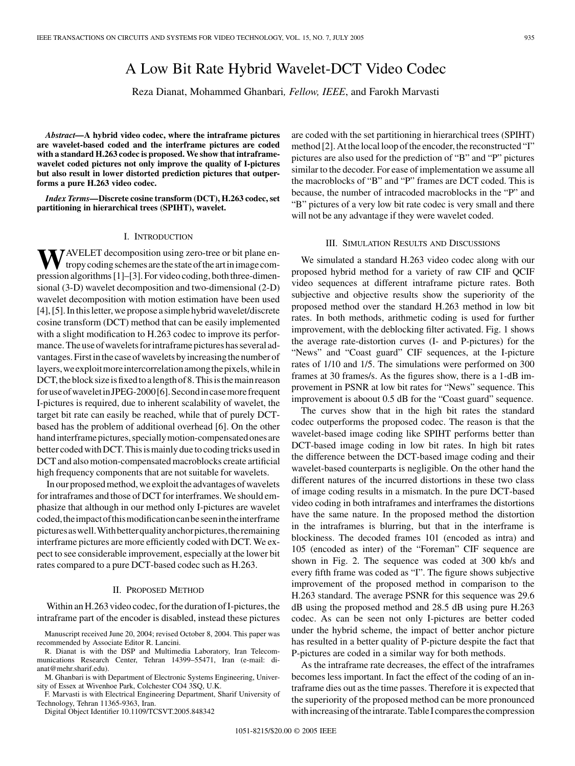# A Low Bit Rate Hybrid Wavelet-DCT Video Codec

Reza Dianat, Mohammed Ghanbari, *Fellow, IEEE*, and Farokh Marvasti

***Abstract*—A hybrid video codec, where the intraframe pictures are wavelet-based coded and the interframe pictures are coded with a standard H.263 codec is proposed. We show that intraframe-wavelet coded pictures not only improve the quality of I-pictures but also result in lower distorted prediction pictures that outperforms a pure H.263 video codec.**

***Index Terms*—Discrete cosine transform (DCT), H.263 codec, set partitioning in hierarchical trees (SPIHT), wavelet.**

## I. Introduction

Wavelet decomposition using zero-tree or bit plane entropy coding schemes are the state of the art in image compression algorithms [1]–[3]. For video coding, both three-dimensional (3-D) wavelet decomposition and two-dimensional (2-D) wavelet decomposition with motion estimation have been used [4], [5]. In this letter, we propose a simple hybrid wavelet/discrete cosine transform (DCT) method that can be easily implemented with a slight modification to H.263 codec to improve its performance. The use of wavelets for intraframe pictures has several advantages. First in the case of wavelets by increasing the number of layers, we exploit more intercorrelation among the pixels, while in DCT, the block size is fixed to a length of 8. This is the main reason for use of wavelet in JPEG-2000 [6]. Second in case more frequent I-pictures is required, due to inherent scalability of wavelet, the target bit rate can easily be reached, while that of purely DCT-based has the problem of additional overhead [6]. On the other hand interframe pictures, specially motion-compensated ones are better coded with DCT. This is mainly due to coding tricks used in DCT and also motion-compensated macroblocks create artificial high frequency components that are not suitable for wavelets.

In our proposed method, we exploit the advantages of wavelets for intraframes and those of DCT for interframes. We should emphasize that although in our method only I-pictures are wavelet coded, the impact of this modification can be seen in the interframe pictures as well. With better quality anchor pictures, the remaining interframe pictures are more efficiently coded with DCT. We expect to see considerable improvement, especially at the lower bit rates compared to a pure DCT-based codec such as H.263.

## II. Proposed Method

Within an H.263 video codec, for the duration of I-pictures, the intraframe part of the encoder is disabled, instead these pictures are coded with the set partitioning in hierarchical trees (SPIHT) method [2]. At the local loop of the encoder, the reconstructed "I" pictures are also used for the prediction of "B" and "P" pictures similar to the decoder. For ease of implementation we assume all the macroblocks of "B" and "P" frames are DCT coded. This is because, the number of intracoded macroblocks in the "P" and "B" pictures of a very low bit rate codec is very small and there will not be any advantage if they were wavelet coded.

## III. Simulation Results and Discussions

We simulated a standard H.263 video codec along with our proposed hybrid method for a variety of raw CIF and QCIF video sequences at different intraframe picture rates. Both subjective and objective results show the superiority of the proposed method over the standard H.263 method in low bit rates. In both methods, arithmetic coding is used for further improvement, with the deblocking filter activated. Fig. 1 shows the average rate-distortion curves (I- and P-pictures) for the "News" and "Coast guard" CIF sequences, at the I-picture rates of 1/10 and 1/5. The simulations were performed on 300 frames at 30 frames/s. As the figures show, there is a 1-dB improvement in PSNR at low bit rates for "News" sequence. This improvement is aboout 0.5 dB for the "Coast guard" sequence.

The curves show that in the high bit rates the standard codec outperforms the proposed codec. The reason is that the wavelet-based image coding like SPIHT performs better than DCT-based image coding in low bit rates. In high bit rates the difference between the DCT-based image coding and their wavelet-based counterparts is negligible. On the other hand the different natures of the incurred distortions in these two class of image coding results in a mismatch. In the pure DCT-based video coding in both intraframes and interframes the distortions have the same nature. In the proposed method the distortion in the intraframes is blurring, but that in the interframe is blockiness. The decoded frames 101 (encoded as intra) and 105 (encoded as inter) of the "Foreman" CIF sequence are shown in Fig. 2. The sequence was coded at 300 kb/s and every fifth frame was coded as "I". The figure shows subjective improvement of the proposed method in comparison to the H.263 standard. The average PSNR for this sequence was 29.6 dB using the proposed method and 28.5 dB using pure H.263 codec. As can be seen not only I-pictures are better coded under the hybrid scheme, the impact of better anchor picture has resulted in a better quality of P-picture despite the fact that P-pictures are coded in a similar way for both methods.

As the intraframe rate decreases, the effect of the intraframes becomes less important. In fact the effect of the coding of an intraframe dies out as the time passes. Therefore it is expected that the superiority of the proposed method can be more pronounced with increasing of the intrarate. Table I compares the compression

Manuscript received June 20, 2004; revised October 8, 2004. This paper was recommended by Associate Editor R. Lancini.

R. Dianat is with the DSP and Multimedia Laboratory, Iran Telecommunications Research Center, Tehran 14399–55471, Iran (e-mail: dianat@mehr.sharif.edu).

M. Ghanbari is with Department of Electronic Systems Engineering, University of Essex at Wivenhoe Park, Colchester CO4 3SQ, U.K.

F. Marvasti is with Electrical Engineering Department, Sharif University of Technology, Tehran 11365-9363, Iran.

Digital Object Identifier 10.1109/TCSVT.2005.848342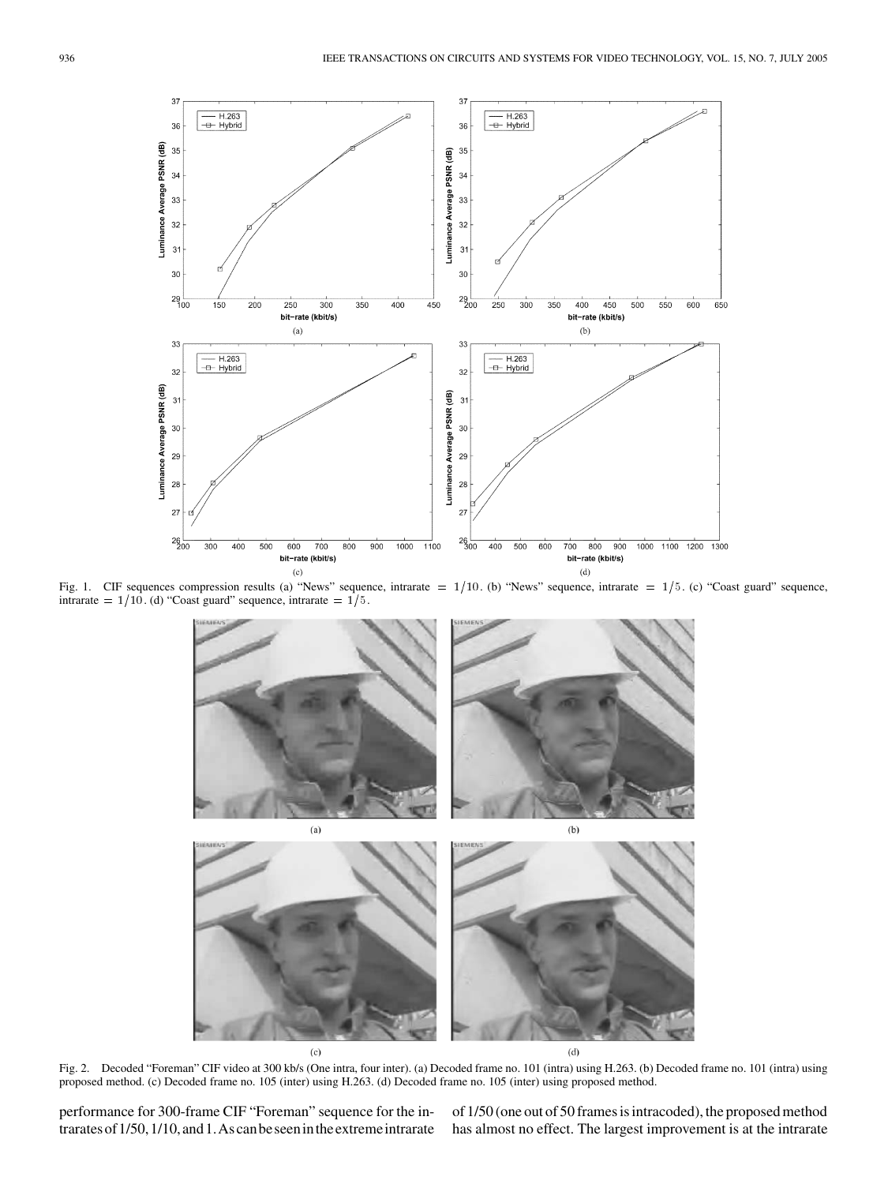Fig. 1. CIF sequences compression results (a) "News" sequence, intrarate $= 1/10$. (b) "News" sequence, intrarate $= 1/5$. (c) "Coast guard" sequence, intrarate $= 1/10$. (d) "Coast guard" sequence, intrarate $= 1/5$.

Fig. 2. Decoded "Foreman" CIF video at 300 kb/s (One intra, four inter). (a) Decoded frame no. 101 (intra) using H.263. (b) Decoded frame no. 101 (intra) using proposed method. (c) Decoded frame no. 105 (inter) using H.263. (d) Decoded frame no. 105 (inter) using proposed method.

performance for 300-frame CIF "Foreman" sequence for the intrarates of 1/50, 1/10, and 1. As can be seen in the extreme intrarate of 1/50 (one out of 50 frames is intracoded), the proposed method has almost no effect. The largest improvement is at the intrarate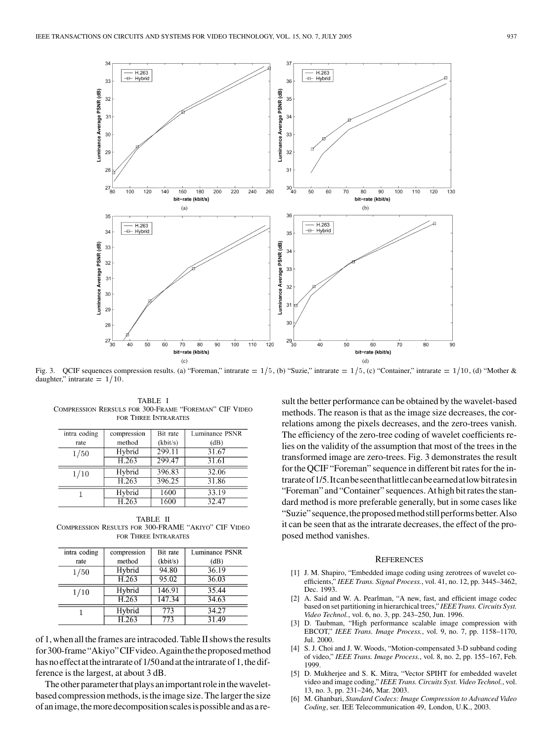H.263
Hybrid

Luminance Average PSNR (dB)

bit−rate (kbit/s)

(a)

H.263
Hybrid

Luminance Average PSNR (dB)

bit−rate (kbit/s)

(b)

H.263
Hybrid

Luminance Average PSNR (dB)

bit−rate (kbit/s)

(c)

H.263
Hybrid

Luminance Average PSNR (dB)

bit−rate (kbit/s)

(d)

Fig. 3. QCIF sequences compression results. (a) "Foreman," intrarate $= 1/5$, (b) "Suzie," intrarate $= 1/5$, (c) "Container," intrarate $= 1/10$, (d) "Mother & daughter," intrarate $= 1/10$.

TABLE I
COMPRESSION RERSULS FOR 300-FRAME "FOREMAN" CIF VIDEO FOR THREE INTRARATES

| intra coding rate | compression method | Bit rate (kbit/s) | Luminance PSNR (dB) |
|---|---|---|---|
| $1/50$ | Hybrid | 299.11 | 31.67 |
| | H.263 | 299.47 | 31.61 |
| $1/10$ | Hybrid | 396.83 | 32.06 |
| | H.263 | 396.25 | 31.86 |
| 1 | Hybrid | 1600 | 33.19 |
| | H.263 | 1600 | 32.47 |

TABLE II
COMPRESSION RESULTS FOR 300-FRAME "AKIYO" CIF VIDEO FOR THREE INTRARATES

| intra coding rate | compression method | Bit rate (kbit/s) | Luminance PSNR (dB) |
|---|---|---|---|
| $1/50$ | Hybrid | 94.80 | 36.19 |
| | H.263 | 95.02 | 36.03 |
| $1/10$ | Hybrid | 146.91 | 35.44 |
| | H.263 | 147.34 | 34.63 |
| 1 | Hybrid | 773 | 34.27 |
| | H.263 | 773 | 31.49 |

of 1, when all the frames are intracoded. Table II shows the results for 300-frame "Akiyo" CIF video. Again the the proposed method has no effect at the intrarate of 1/50 and at the intrarate of 1, the difference is the largest, at about 3 dB.

The other parameter that plays an important role in the wavelet-based compression methods, is the image size. The larger the size of an image, the more decomposition scales is possible and as a result the better performance can be obtained by the wavelet-based methods. The reason is that as the image size decreases, the correlations among the pixels decreases, and the zero-trees vanish. The efficiency of the zero-tree coding of wavelet coefficients relies on the validity of the assumption that most of the trees in the transformed image are zero-trees. Fig. 3 demonstrates the result for the QCIF "Foreman" sequence in different bit rates for the intrarate of 1/5. It can be seen that little can be earned at low bit rates in "Foreman" and "Container" sequences. At high bit rates the standard method is more preferable generally, but in some cases like "Suzie" sequence, the proposed method still performs better. Also it can be seen that as the intrarate decreases, the effect of the proposed method vanishes.

## REFERENCES

[1] J. M. Shapiro, "Embedded image coding using zerotrees of wavelet coefficients," *IEEE Trans. Signal Process.*, vol. 41, no. 12, pp. 3445–3462, Dec. 1993.

[2] A. Said and W. A. Pearlman, "A new, fast, and efficient image codec based on set partitioning in hierarchical trees," *IEEE Trans. Circuits Syst. Video Technol.*, vol. 6, no. 3, pp. 243–250, Jun. 1996.

[3] D. Taubman, "High performance scalable image compression with EBCOT," *IEEE Trans. Image Process.*, vol. 9, no. 7, pp. 1158–1170, Jul. 2000.

[4] S. J. Choi and J. W. Woods, "Motion-compensated 3-D subband coding of video," *IEEE Trans. Image Process.*, vol. 8, no. 2, pp. 155–167, Feb. 1999.

[5] D. Mukherjee and S. K. Mitra, "Vector SPIHT for embedded wavelet video and image coding," *IEEE Trans. Circuits Syst. Video Technol.*, vol. 13, no. 3, pp. 231–246, Mar. 2003.

[6] M. Ghanbari, *Standard Codecs: Image Compression to Advanced Video Coding*, ser. IEE Telecommunication 49, London, U.K., 2003.